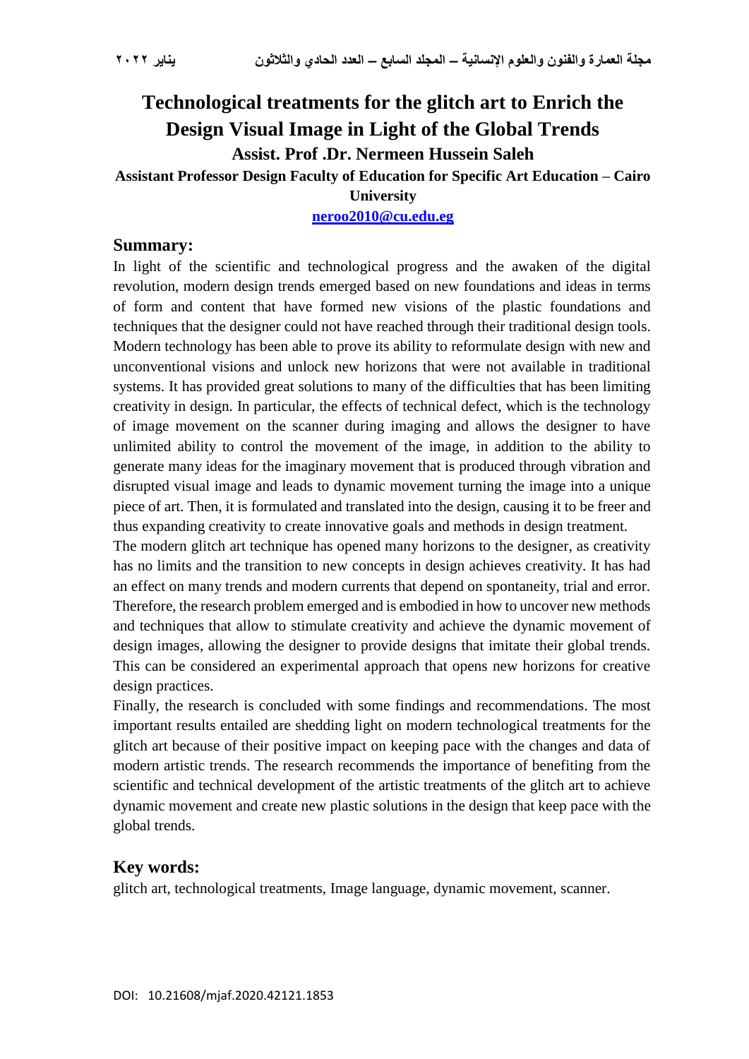# Technological treatments for the glitch art to Enrich the Design Visual Image in Light of the Global Trends

**Assist. Prof .Dr. Nermeen Hussein Saleh**

**Assistant Professor Design Faculty of Education for Specific Art Education – Cairo University**

**neroo2010@cu.edu.eg**

## Summary:

In light of the scientific and technological progress and the awaken of the digital revolution, modern design trends emerged based on new foundations and ideas in terms of form and content that have formed new visions of the plastic foundations and techniques that the designer could not have reached through their traditional design tools. Modern technology has been able to prove its ability to reformulate design with new and unconventional visions and unlock new horizons that were not available in traditional systems. It has provided great solutions to many of the difficulties that has been limiting creativity in design. In particular, the effects of technical defect, which is the technology of image movement on the scanner during imaging and allows the designer to have unlimited ability to control the movement of the image, in addition to the ability to generate many ideas for the imaginary movement that is produced through vibration and disrupted visual image and leads to dynamic movement turning the image into a unique piece of art. Then, it is formulated and translated into the design, causing it to be freer and thus expanding creativity to create innovative goals and methods in design treatment.

The modern glitch art technique has opened many horizons to the designer, as creativity has no limits and the transition to new concepts in design achieves creativity. It has had an effect on many trends and modern currents that depend on spontaneity, trial and error. Therefore, the research problem emerged and is embodied in how to uncover new methods and techniques that allow to stimulate creativity and achieve the dynamic movement of design images, allowing the designer to provide designs that imitate their global trends. This can be considered an experimental approach that opens new horizons for creative design practices.

Finally, the research is concluded with some findings and recommendations. The most important results entailed are shedding light on modern technological treatments for the glitch art because of their positive impact on keeping pace with the changes and data of modern artistic trends. The research recommends the importance of benefiting from the scientific and technical development of the artistic treatments of the glitch art to achieve dynamic movement and create new plastic solutions in the design that keep pace with the global trends.

## Key words:

glitch art, technological treatments, Image language, dynamic movement, scanner.

DOI: 10.21608/mjaf.2020.42121.1853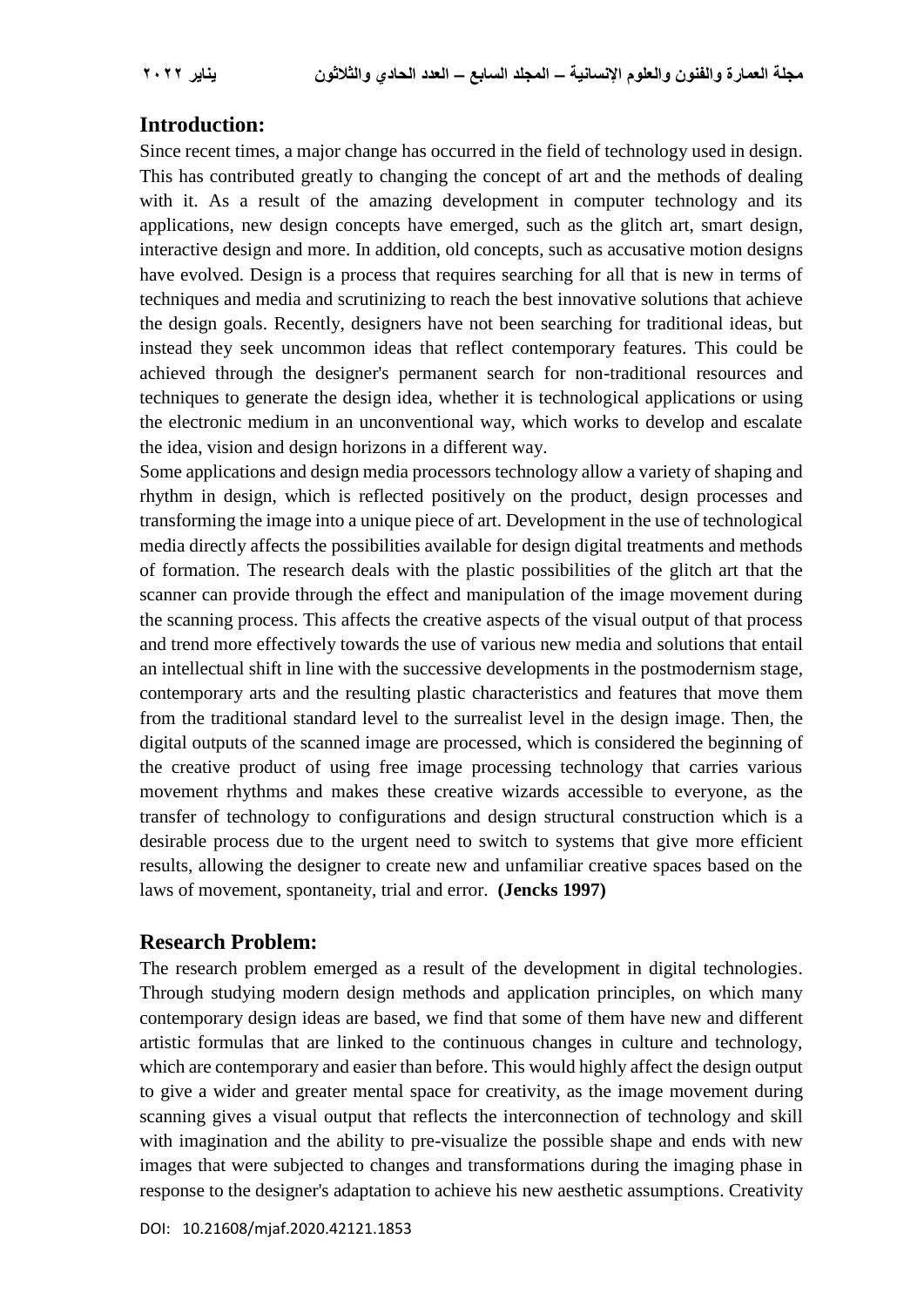## Introduction:

Since recent times, a major change has occurred in the field of technology used in design. This has contributed greatly to changing the concept of art and the methods of dealing with it. As a result of the amazing development in computer technology and its applications, new design concepts have emerged, such as the glitch art, smart design, interactive design and more. In addition, old concepts, such as accusative motion designs have evolved. Design is a process that requires searching for all that is new in terms of techniques and media and scrutinizing to reach the best innovative solutions that achieve the design goals. Recently, designers have not been searching for traditional ideas, but instead they seek uncommon ideas that reflect contemporary features. This could be achieved through the designer's permanent search for non-traditional resources and techniques to generate the design idea, whether it is technological applications or using the electronic medium in an unconventional way, which works to develop and escalate the idea, vision and design horizons in a different way.

Some applications and design media processors technology allow a variety of shaping and rhythm in design, which is reflected positively on the product, design processes and transforming the image into a unique piece of art. Development in the use of technological media directly affects the possibilities available for design digital treatments and methods of formation. The research deals with the plastic possibilities of the glitch art that the scanner can provide through the effect and manipulation of the image movement during the scanning process. This affects the creative aspects of the visual output of that process and trend more effectively towards the use of various new media and solutions that entail an intellectual shift in line with the successive developments in the postmodernism stage, contemporary arts and the resulting plastic characteristics and features that move them from the traditional standard level to the surrealist level in the design image. Then, the digital outputs of the scanned image are processed, which is considered the beginning of the creative product of using free image processing technology that carries various movement rhythms and makes these creative wizards accessible to everyone, as the transfer of technology to configurations and design structural construction which is a desirable process due to the urgent need to switch to systems that give more efficient results, allowing the designer to create new and unfamiliar creative spaces based on the laws of movement, spontaneity, trial and error. **(Jencks 1997)**

## Research Problem:

The research problem emerged as a result of the development in digital technologies. Through studying modern design methods and application principles, on which many contemporary design ideas are based, we find that some of them have new and different artistic formulas that are linked to the continuous changes in culture and technology, which are contemporary and easier than before. This would highly affect the design output to give a wider and greater mental space for creativity, as the image movement during scanning gives a visual output that reflects the interconnection of technology and skill with imagination and the ability to pre-visualize the possible shape and ends with new images that were subjected to changes and transformations during the imaging phase in response to the designer's adaptation to achieve his new aesthetic assumptions. Creativity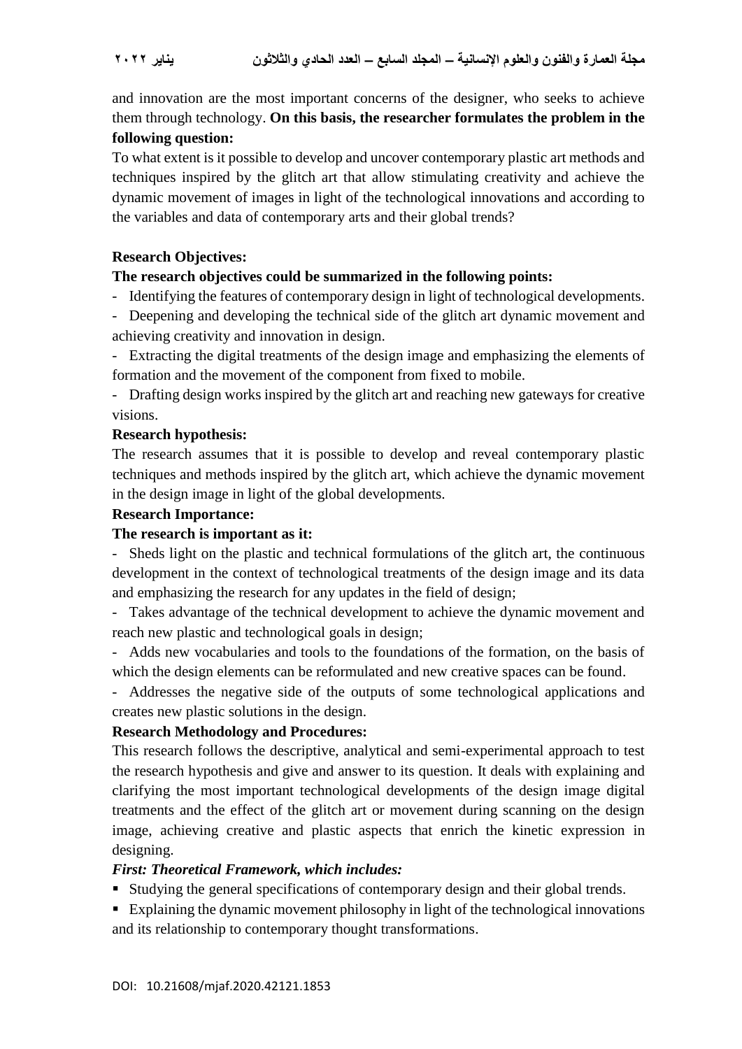and innovation are the most important concerns of the designer, who seeks to achieve them through technology. **On this basis, the researcher formulates the problem in the following question:**

To what extent is it possible to develop and uncover contemporary plastic art methods and techniques inspired by the glitch art that allow stimulating creativity and achieve the dynamic movement of images in light of the technological innovations and according to the variables and data of contemporary arts and their global trends?

**Research Objectives:**

**The research objectives could be summarized in the following points:**

- Identifying the features of contemporary design in light of technological developments.
- Deepening and developing the technical side of the glitch art dynamic movement and achieving creativity and innovation in design.
- Extracting the digital treatments of the design image and emphasizing the elements of formation and the movement of the component from fixed to mobile.
- Drafting design works inspired by the glitch art and reaching new gateways for creative visions.

**Research hypothesis:**

The research assumes that it is possible to develop and reveal contemporary plastic techniques and methods inspired by the glitch art, which achieve the dynamic movement in the design image in light of the global developments.

**Research Importance:**

**The research is important as it:**

- Sheds light on the plastic and technical formulations of the glitch art, the continuous development in the context of technological treatments of the design image and its data and emphasizing the research for any updates in the field of design;
- Takes advantage of the technical development to achieve the dynamic movement and reach new plastic and technological goals in design;
- Adds new vocabularies and tools to the foundations of the formation, on the basis of which the design elements can be reformulated and new creative spaces can be found.
- Addresses the negative side of the outputs of some technological applications and creates new plastic solutions in the design.

**Research Methodology and Procedures:**

This research follows the descriptive, analytical and semi-experimental approach to test the research hypothesis and give and answer to its question. It deals with explaining and clarifying the most important technological developments of the design image digital treatments and the effect of the glitch art or movement during scanning on the design image, achieving creative and plastic aspects that enrich the kinetic expression in designing.

***First: Theoretical Framework, which includes:***

- Studying the general specifications of contemporary design and their global trends.
- Explaining the dynamic movement philosophy in light of the technological innovations and its relationship to contemporary thought transformations.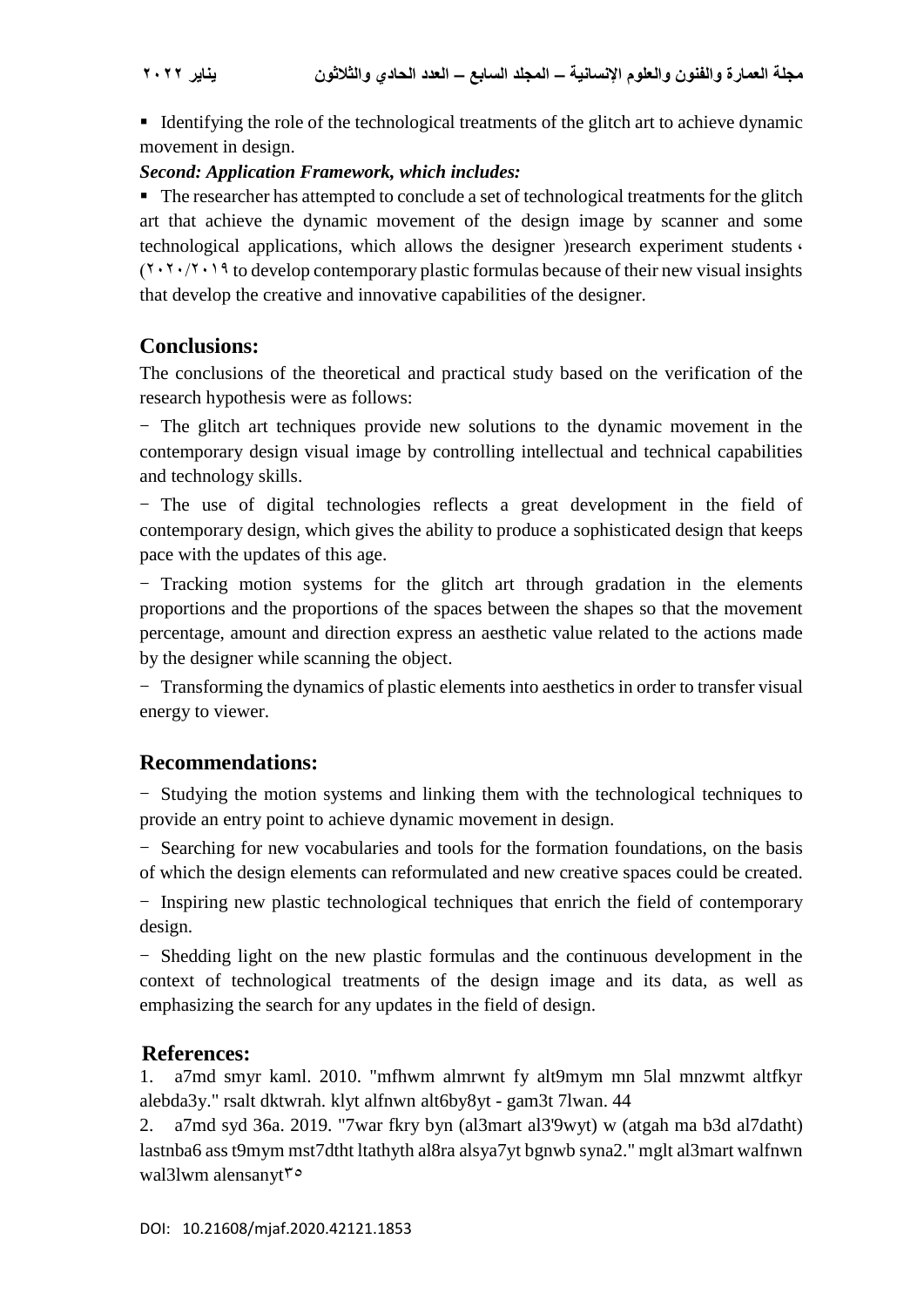- Identifying the role of the technological treatments of the glitch art to achieve dynamic movement in design.

***Second: Application Framework, which includes:***

- The researcher has attempted to conclude a set of technological treatments for the glitch art that achieve the dynamic movement of the design image by scanner and some technological applications, which allows the designer )research experiment students ، (٢٠٢٠/٢٠١٩ to develop contemporary plastic formulas because of their new visual insights that develop the creative and innovative capabilities of the designer.

## Conclusions:

The conclusions of the theoretical and practical study based on the verification of the research hypothesis were as follows:

- The glitch art techniques provide new solutions to the dynamic movement in the contemporary design visual image by controlling intellectual and technical capabilities and technology skills.
- The use of digital technologies reflects a great development in the field of contemporary design, which gives the ability to produce a sophisticated design that keeps pace with the updates of this age.
- Tracking motion systems for the glitch art through gradation in the elements proportions and the proportions of the spaces between the shapes so that the movement percentage, amount and direction express an aesthetic value related to the actions made by the designer while scanning the object.
- Transforming the dynamics of plastic elements into aesthetics in order to transfer visual energy to viewer.

## Recommendations:

- Studying the motion systems and linking them with the technological techniques to provide an entry point to achieve dynamic movement in design.
- Searching for new vocabularies and tools for the formation foundations, on the basis of which the design elements can reformulated and new creative spaces could be created.
- Inspiring new plastic technological techniques that enrich the field of contemporary design.
- Shedding light on the new plastic formulas and the continuous development in the context of technological treatments of the design image and its data, as well as emphasizing the search for any updates in the field of design.

## References:

1. a7md smyr kaml. 2010. "mfhwm almrwnt fy alt9mym mn 5lal mnzwmt altfkyr alebda3y." rsalt dktwrah. klyt alfnwn alt6by8yt - gam3t 7lwan. 44
2. a7md syd 36a. 2019. "7war fkry byn (al3mart al3'9wyt) w (atgah ma b3d al7datht) lastnba6 ass t9mym mst7dtht ltathyth al8ra alsya7yt bgnwb syna2." mglt al3mart walfnwn wal3lwm alensanyt٣٥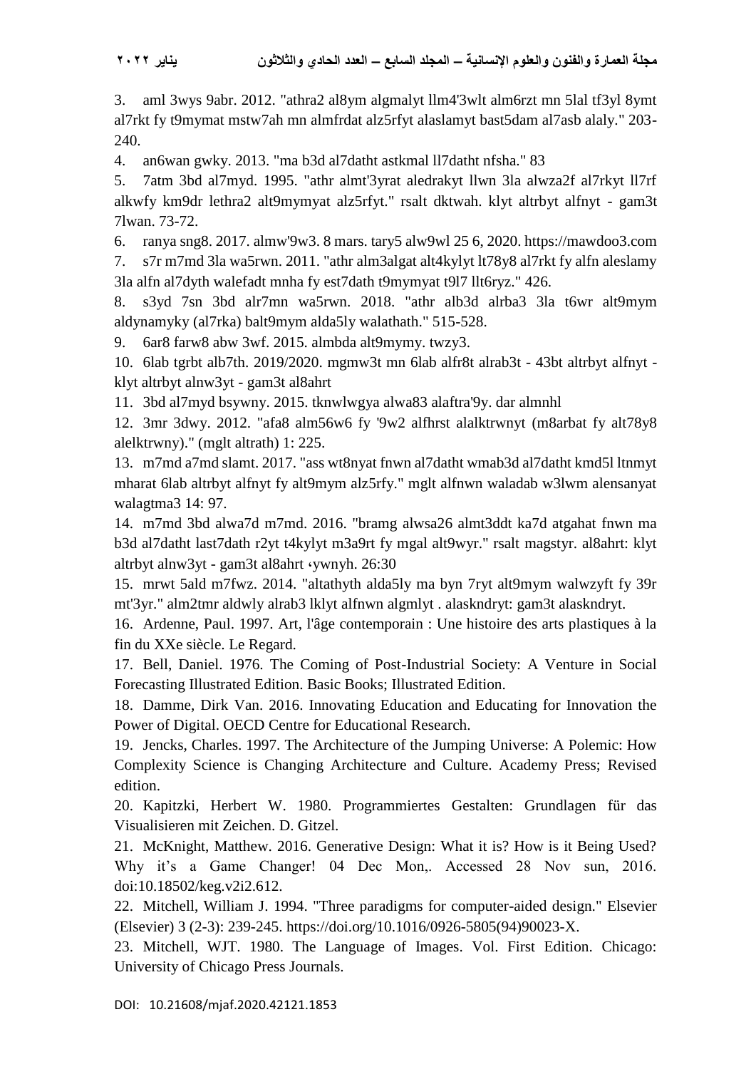3. aml 3wys 9abr. 2012. "athra2 al8ym algmalyt llm4'3wlt alm6rzt mn 5lal tf3yl 8ymt al7rkt fy t9mymat mstw7ah mn almfrdat alz5rfyt alaslamyt bast5dam al7asb alaly." 203-240.

4. an6wan gwky. 2013. "ma b3d al7datht astkmal ll7datht nfsha." 83

5. 7atm 3bd al7myd. 1995. "athr almt'3yrat aledrakyt llwn 3la alwza2f al7rkyt ll7rf alkwfy km9dr lethra2 alt9mymyat alz5rfyt." rsalt dktwah. klyt altrbyt alfnyt - gam3t 7lwan. 73-72.

6. ranya sng8. 2017. almw'9w3. 8 mars. tary5 alw9wl 25 6, 2020. https://mawdoo3.com

7. s7r m7md 3la wa5rwn. 2011. "athr alm3algat alt4kylyt lt78y8 al7rkt fy alfn aleslamy 3la alfn al7dyth walefadt mnha fy est7dath t9mymyat t9l7 llt6ryz." 426.

8. s3yd 7sn 3bd alr7mn wa5rwn. 2018. "athr alb3d alrba3 3la t6wr alt9mym aldynamyky (al7rka) balt9mym alda5ly walathath." 515-528.

9. 6ar8 farw8 abw 3wf. 2015. almbda alt9mymy. twzy3.

10. 6lab tgrbt alb7th. 2019/2020. mgmw3t mn 6lab alfr8t alrab3t - 43bt altrbyt alfnyt - klyt altrbyt alnw3yt - gam3t al8ahrt

11. 3bd al7myd bsywny. 2015. tknwlwgya alwa83 alaftra'9y. dar almnhl

12. 3mr 3dwy. 2012. "afa8 alm56w6 fy '9w2 alfhrst alalktrwnyt (m8arbat fy alt78y8 alelktrwny)." (mglt altrath) 1: 225.

13. m7md a7md slamt. 2017. "ass wt8nyat fnwn al7datht wmab3d al7datht kmd5l ltnmyt mharat 6lab altrbyt alfnyt fy alt9mym alz5rfy." mglt alfnwn waladab w3lwm alensanyat walagtma3 14: 97.

14. m7md 3bd alwa7d m7md. 2016. "bramg alwsa26 almt3ddt ka7d atgahat fnwn ma b3d al7datht last7dath r2yt t4kylyt m3a9rt fy mgal alt9wyr." rsalt magstyr. al8ahrt: klyt altrbyt alnw3yt - gam3t al8ahrt ،ywnyh. 26:30

15. mrwt 5ald m7fwz. 2014. "altathyth alda5ly ma byn 7ryt alt9mym walwzyft fy 39r mt'3yr." alm2tmr aldwly alrab3 lklyt alfnwn algmlyt . alaskndryt: gam3t alaskndryt.

16. Ardenne, Paul. 1997. Art, l'âge contemporain : Une histoire des arts plastiques à la fin du XXe siècle. Le Regard.

17. Bell, Daniel. 1976. The Coming of Post-Industrial Society: A Venture in Social Forecasting Illustrated Edition. Basic Books; Illustrated Edition.

18. Damme, Dirk Van. 2016. Innovating Education and Educating for Innovation the Power of Digital. OECD Centre for Educational Research.

19. Jencks, Charles. 1997. The Architecture of the Jumping Universe: A Polemic: How Complexity Science is Changing Architecture and Culture. Academy Press; Revised edition.

20. Kapitzki, Herbert W. 1980. Programmiertes Gestalten: Grundlagen für das Visualisieren mit Zeichen. D. Gitzel.

21. McKnight, Matthew. 2016. Generative Design: What it is? How is it Being Used? Why it's a Game Changer! 04 Dec Mon,. Accessed 28 Nov sun, 2016. doi:10.18502/keg.v2i2.612.

22. Mitchell, William J. 1994. "Three paradigms for computer-aided design." Elsevier (Elsevier) 3 (2-3): 239-245. https://doi.org/10.1016/0926-5805(94)90023-X.

23. Mitchell, WJT. 1980. The Language of Images. Vol. First Edition. Chicago: University of Chicago Press Journals.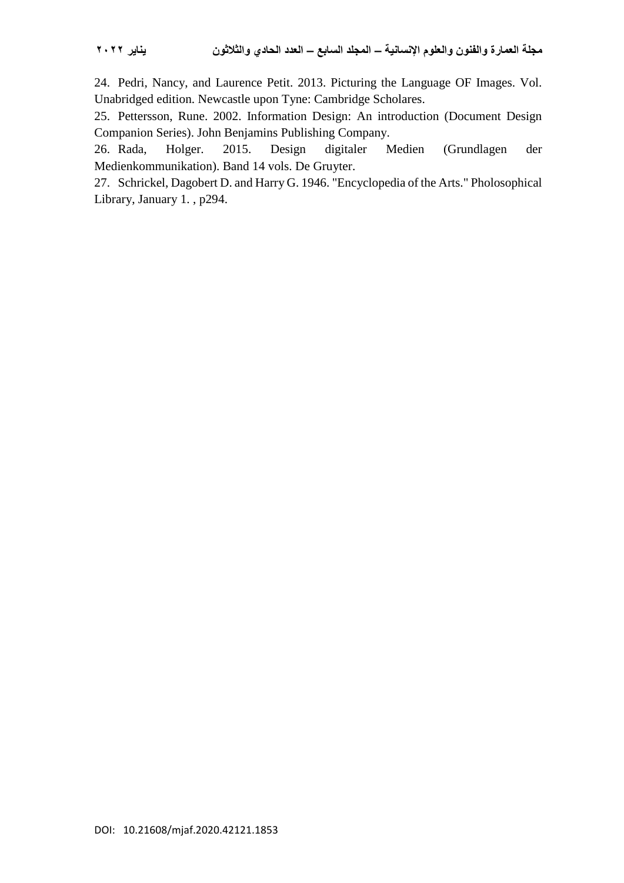24. Pedri, Nancy, and Laurence Petit. 2013. Picturing the Language OF Images. Vol. Unabridged edition. Newcastle upon Tyne: Cambridge Scholares.

25. Pettersson, Rune. 2002. Information Design: An introduction (Document Design Companion Series). John Benjamins Publishing Company.

26. Rada, Holger. 2015. Design digitaler Medien (Grundlagen der Medienkommunikation). Band 14 vols. De Gruyter.

27. Schrickel, Dagobert D. and Harry G. 1946. "Encyclopedia of the Arts." Pholosophical Library, January 1. , p294.

DOI: 10.21608/mjaf.2020.42121.1853